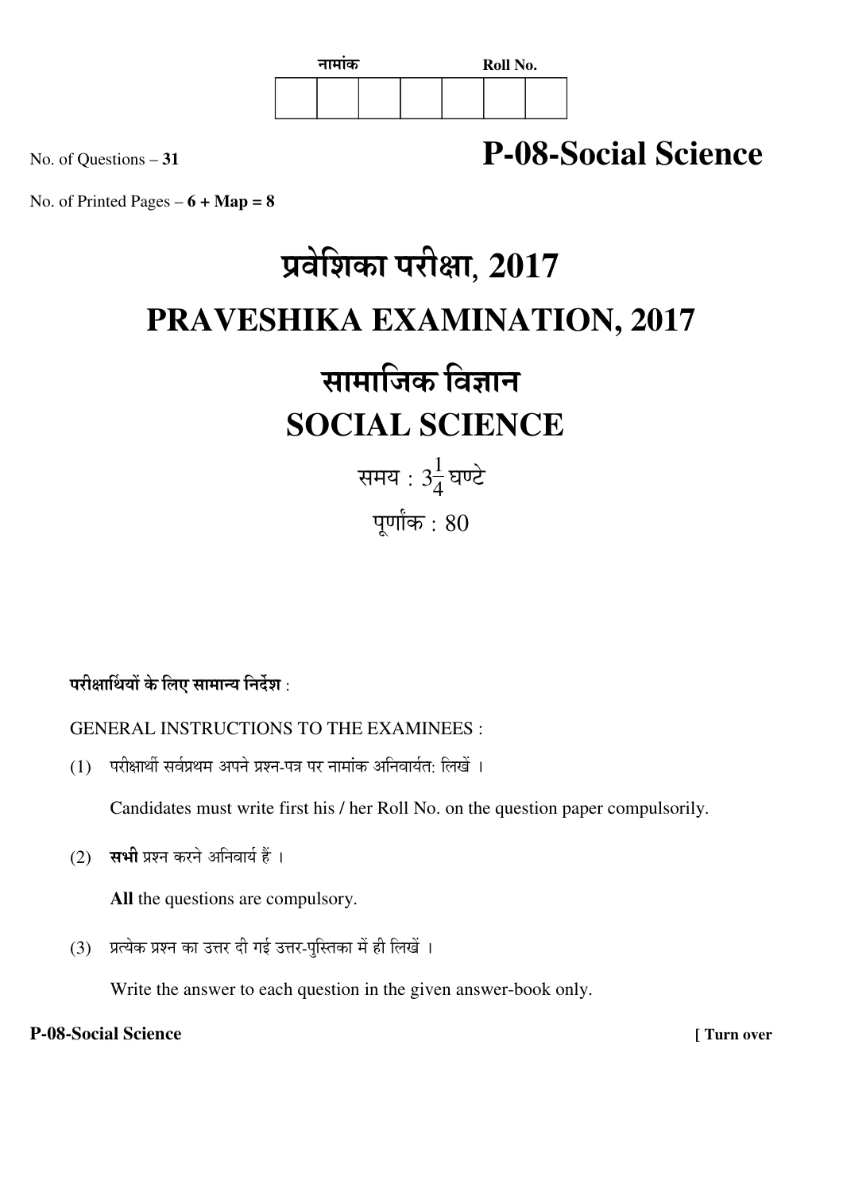नामांक Roll No.

| | | | | | | |
|---|---|---|---|---|---|---|
| | | | | | | |

No. of Questions – **31**

# P-08-Social Science

No. of Printed Pages – **6 + Map = 8**

# प्रवेशिका परीक्षा, 2017

# PRAVESHIKA EXAMINATION, 2017

# सामाजिक विज्ञान

# SOCIAL SCIENCE

समय : $3\frac{1}{4}$ घण्टे

पूर्णांक : 80

**परीक्षार्थियों के लिए सामान्य निर्देश :**

GENERAL INSTRUCTIONS TO THE EXAMINEES :

(1) परीक्षार्थी सर्वप्रथम अपने प्रश्न-पत्र पर नामांक अनिवार्यत: लिखें ।

Candidates must write first his / her Roll No. on the question paper compulsorily.

(2) **सभी** प्रश्न करने अनिवार्य हैं ।

**All** the questions are compulsory.

(3) प्रत्येक प्रश्न का उत्तर दी गई उत्तर-पुस्तिका में ही लिखें ।

Write the answer to each question in the given answer-book only.

**P-08-Social Science** **[ Turn over**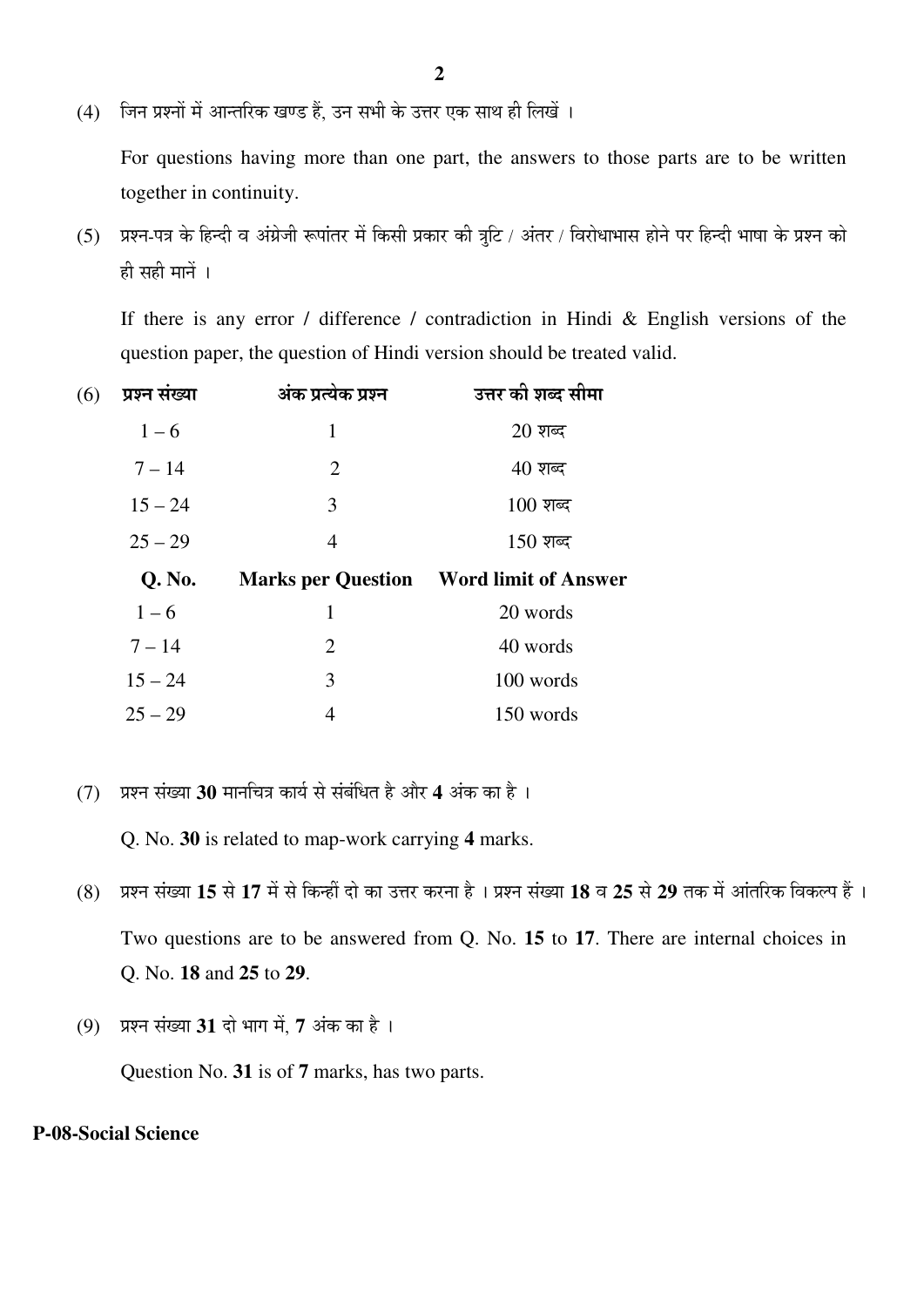(4) जिन प्रश्नों में आन्तरिक खण्ड हैं, उन सभी के उत्तर एक साथ ही लिखें ।

For questions having more than one part, the answers to those parts are to be written together in continuity.

(5) प्रश्न-पत्र के हिन्दी व अंग्रेजी रूपांतर में किसी प्रकार की त्रुटि / अंतर / विरोधाभास होने पर हिन्दी भाषा के प्रश्न को ही सही मानें ।

If there is any error / difference / contradiction in Hindi & English versions of the question paper, the question of Hindi version should be treated valid.

(6)

| प्रश्न संख्या | अंक प्रत्येक प्रश्न | उत्तर की शब्द सीमा |
|---|---|---|
| 1 – 6 | 1 | 20 शब्द |
| 7 – 14 | 2 | 40 शब्द |
| 15 – 24 | 3 | 100 शब्द |
| 25 – 29 | 4 | 150 शब्द |

| Q. No. | Marks per Question | Word limit of Answer |
|---|---|---|
| 1 – 6 | 1 | 20 words |
| 7 – 14 | 2 | 40 words |
| 15 – 24 | 3 | 100 words |
| 25 – 29 | 4 | 150 words |

(7) प्रश्न संख्या **30** मानचित्र कार्य से संबंधित है और **4** अंक का है ।

Q. No. **30** is related to map-work carrying **4** marks.

(8) प्रश्न संख्या **15** से **17** में से किन्हीं दो का उत्तर करना है । प्रश्न संख्या **18** व **25** से **29** तक में आंतरिक विकल्प हैं ।

Two questions are to be answered from Q. No. **15** to **17**. There are internal choices in Q. No. **18** and **25** to **29**.

(9) प्रश्न संख्या **31** दो भाग में, **7** अंक का है ।

Question No. **31** is of **7** marks, has two parts.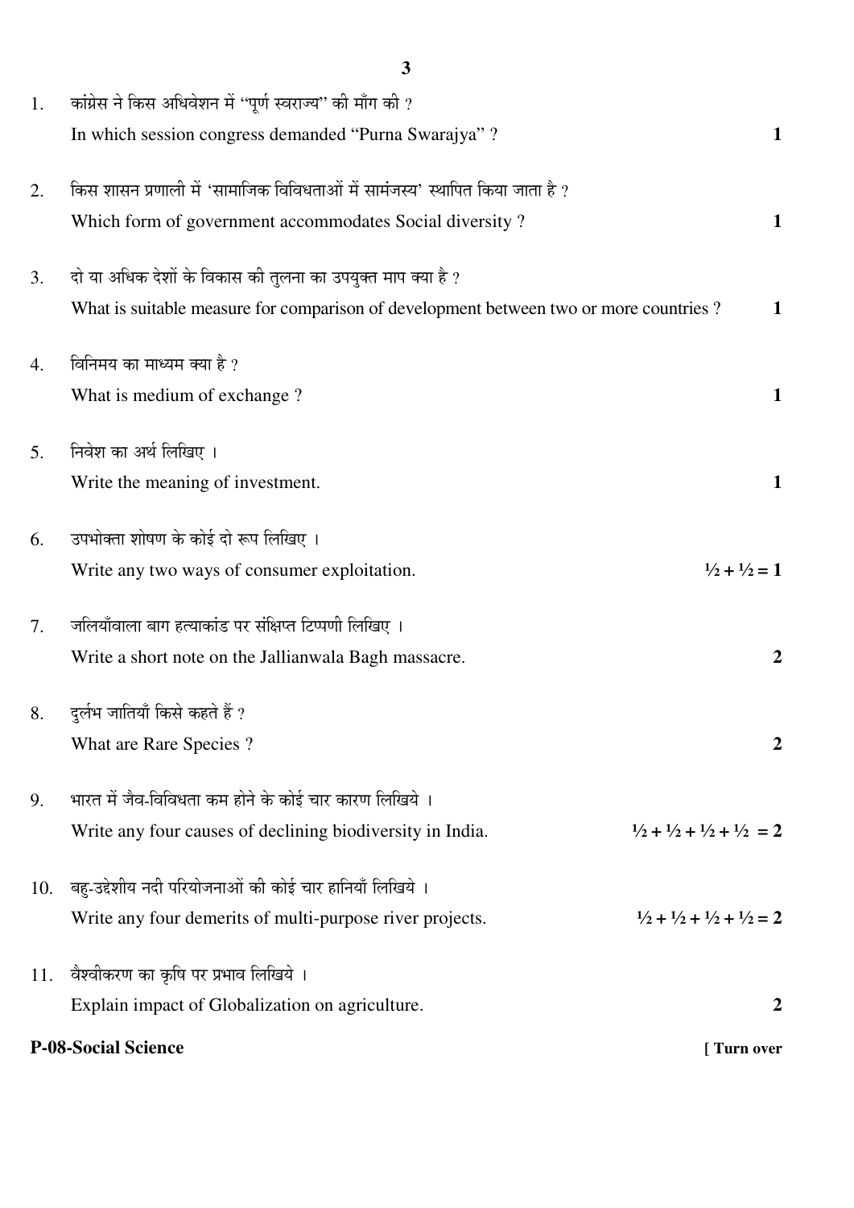1. कांग्रेस ने किस अधिवेशन में "पूर्ण स्वराज्य" की माँग की ?
   In which session congress demanded "Purna Swarajya" ? **1**

2. किस शासन प्रणाली में 'सामाजिक विविधताओं में सामंजस्य' स्थापित किया जाता है ?
   Which form of government accommodates Social diversity ? **1**

3. दो या अधिक देशों के विकास की तुलना का उपयुक्त माप क्या है ?
   What is suitable measure for comparison of development between two or more countries ? **1**

4. विनिमय का माध्यम क्या है ?
   What is medium of exchange ? **1**

5. निवेश का अर्थ लिखिए ।
   Write the meaning of investment. **1**

6. उपभोक्ता शोषण के कोई दो रूप लिखिए ।
   Write any two ways of consumer exploitation. **½ + ½ = 1**

7. जलियाँवाला बाग हत्याकांड पर संक्षिप्त टिप्पणी लिखिए ।
   Write a short note on the Jallianwala Bagh massacre. **2**

8. दुर्लभ जातियाँ किसे कहते हैं ?
   What are Rare Species ? **2**

9. भारत में जैव-विविधता कम होने के कोई चार कारण लिखिये ।
   Write any four causes of declining biodiversity in India. **½ + ½ + ½ + ½ = 2**

10. बहु-उद्देशीय नदी परियोजनाओं की कोई चार हानियाँ लिखिये ।
    Write any four demerits of multi-purpose river projects. **½ + ½ + ½ + ½ = 2**

11. वैश्वीकरण का कृषि पर प्रभाव लिखिये ।
    Explain impact of Globalization on agriculture. **2**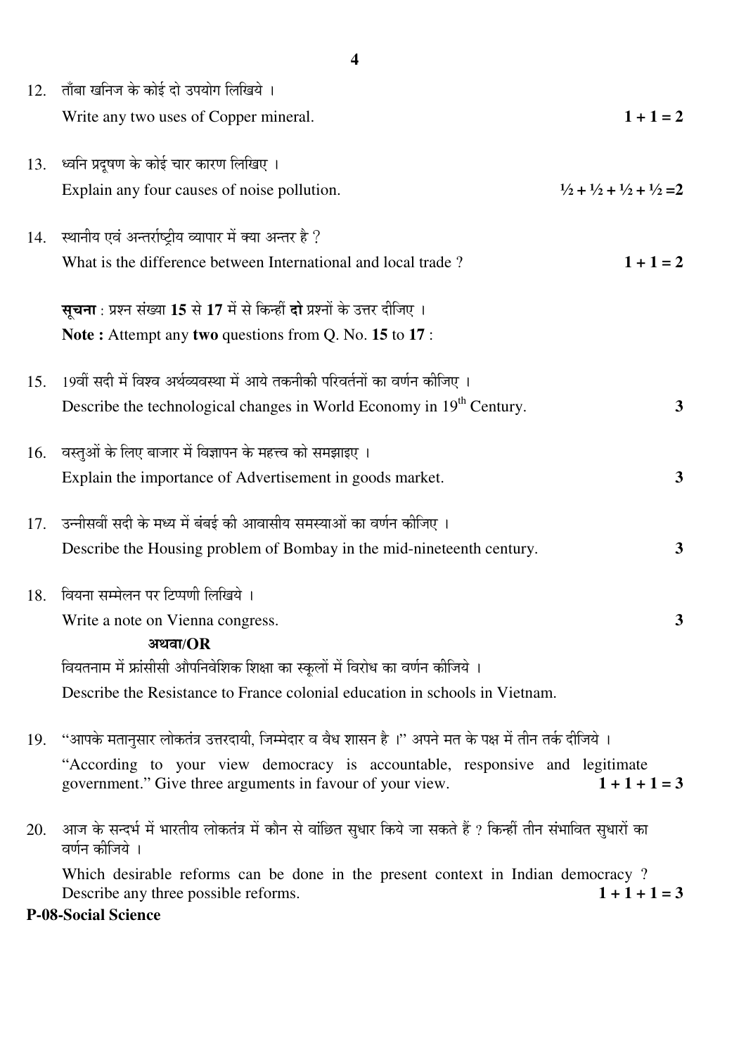12. ताँबा खनिज के कोई दो उपयोग लिखिये ।

    Write any two uses of Copper mineral. **1 + 1 = 2**

13. ध्वनि प्रदूषण के कोई चार कारण लिखिए ।

    Explain any four causes of noise pollution. **½ + ½ + ½ + ½ =2**

14. स्थानीय एवं अन्तर्राष्ट्रीय व्यापार में क्या अन्तर है ?

    What is the difference between International and local trade ? **1 + 1 = 2**

**सूचना** : प्रश्न संख्या **15** से **17** में से किन्हीं **दो** प्रश्नों के उत्तर दीजिए ।

**Note :** Attempt any **two** questions from Q. No. **15** to **17** :

15. 19वीं सदी में विश्व अर्थव्यवस्था में आये तकनीकी परिवर्तनों का वर्णन कीजिए ।

    Describe the technological changes in World Economy in 19th Century. **3**

16. वस्तुओं के लिए बाजार में विज्ञापन के महत्त्व को समझाइए ।

    Explain the importance of Advertisement in goods market. **3**

17. उन्नीसवीं सदी के मध्य में बंबई की आवासीय समस्याओं का वर्णन कीजिए ।

    Describe the Housing problem of Bombay in the mid-nineteenth century. **3**

18. वियना सम्मेलन पर टिप्पणी लिखिये ।

    Write a note on Vienna congress. **3**

    **अथवा/OR**

    वियतनाम में फ्रांसीसी औपनिवेशिक शिक्षा का स्कूलों में विरोध का वर्णन कीजिये ।

    Describe the Resistance to France colonial education in schools in Vietnam.

19. "आपके मतानुसार लोकतंत्र उत्तरदायी, जिम्मेदार व वैध शासन है ।" अपने मत के पक्ष में तीन तर्क दीजिये ।

    "According to your view democracy is accountable, responsive and legitimate government." Give three arguments in favour of your view. **1 + 1 + 1 = 3**

20. आज के सन्दर्भ में भारतीय लोकतंत्र में कौन से वांछित सुधार किये जा सकते हैं ? किन्हीं तीन संभावित सुधारों का वर्णन कीजिये ।

    Which desirable reforms can be done in the present context in Indian democracy ? Describe any three possible reforms. **1 + 1 + 1 = 3**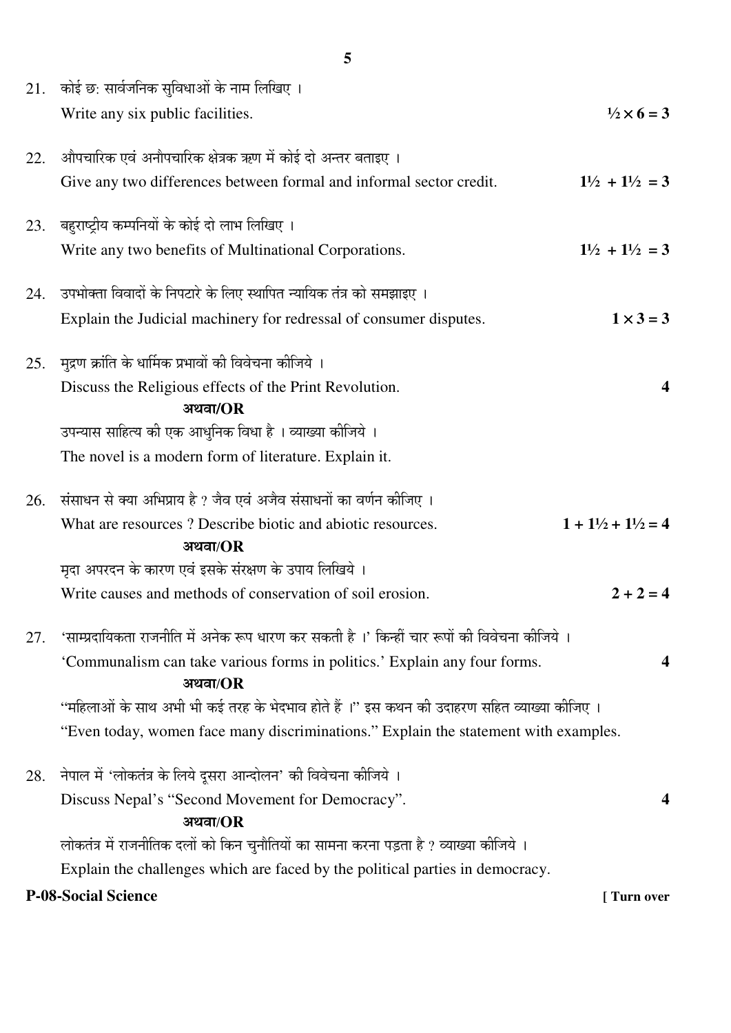21. कोई छः सार्वजनिक सुविधाओं के नाम लिखिए ।
    Write any six public facilities. **½ × 6 = 3**

22. औपचारिक एवं अनौपचारिक क्षेत्रक ऋण में कोई दो अन्तर बताइए ।
    Give any two differences between formal and informal sector credit. **1½ + 1½ = 3**

23. बहुराष्ट्रीय कम्पनियों के कोई दो लाभ लिखिए ।
    Write any two benefits of Multinational Corporations. **1½ + 1½ = 3**

24. उपभोक्ता विवादों के निपटारे के लिए स्थापित न्यायिक तंत्र को समझाइए ।
    Explain the Judicial machinery for redressal of consumer disputes. **1 × 3 = 3**

25. मुद्रण क्रांति के धार्मिक प्रभावों की विवेचना कीजिये ।
    Discuss the Religious effects of the Print Revolution. **4**

    **अथवा/OR**

    उपन्यास साहित्य की एक आधुनिक विधा है । व्याख्या कीजिये ।
    The novel is a modern form of literature. Explain it.

26. संसाधन से क्या अभिप्राय है ? जैव एवं अजैव संसाधनों का वर्णन कीजिए ।
    What are resources ? Describe biotic and abiotic resources. **1 + 1½ + 1½ = 4**

    **अथवा/OR**

    मृदा अपरदन के कारण एवं इसके संरक्षण के उपाय लिखिये ।
    Write causes and methods of conservation of soil erosion. **2 + 2 = 4**

27. 'साम्प्रदायिकता राजनीति में अनेक रूप धारण कर सकती है ।' किन्हीं चार रूपों की विवेचना कीजिये ।
    'Communalism can take various forms in politics.' Explain any four forms. **4**

    **अथवा/OR**

    "महिलाओं के साथ अभी भी कई तरह के भेदभाव होते हैं ।" इस कथन की उदाहरण सहित व्याख्या कीजिए ।
    "Even today, women face many discriminations." Explain the statement with examples.

28. नेपाल में 'लोकतंत्र के लिये दूसरा आन्दोलन' की विवेचना कीजिये ।
    Discuss Nepal's "Second Movement for Democracy". **4**

    **अथवा/OR**

    लोकतंत्र में राजनीतिक दलों को किन चुनौतियों का सामना करना पड़ता है ? व्याख्या कीजिये ।
    Explain the challenges which are faced by the political parties in democracy.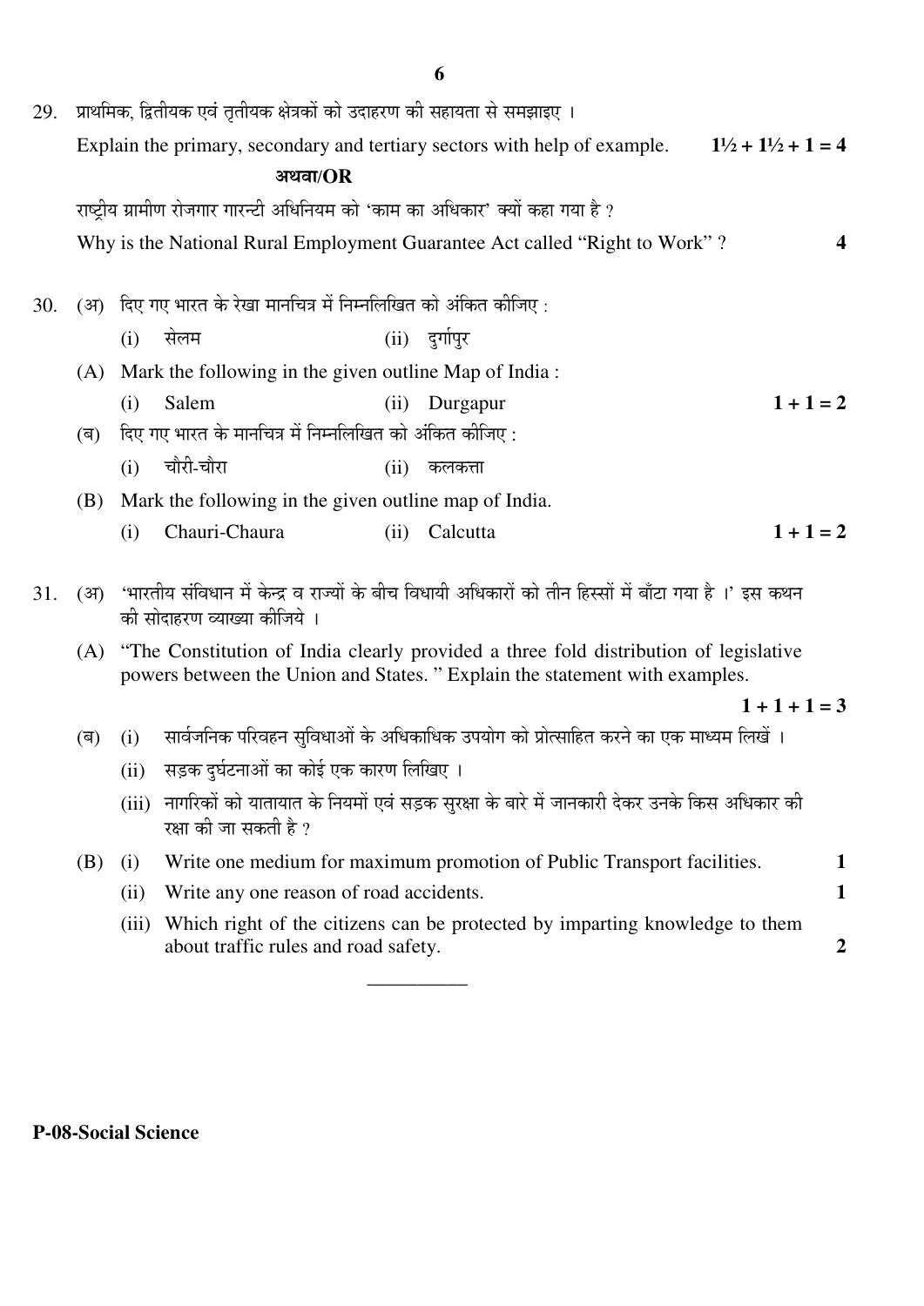29. प्राथमिक, द्वितीयक एवं तृतीयक क्षेत्रकों को उदाहरण की सहायता से समझाइए ।

Explain the primary, secondary and tertiary sectors with help of example. **1½ + 1½ + 1 = 4**

**अथवा/OR**

राष्ट्रीय ग्रामीण रोजगार गारन्टी अधिनियम को 'काम का अधिकार' क्यों कहा गया है ?

Why is the National Rural Employment Guarantee Act called "Right to Work" ? **4**

30. (अ) दिए गए भारत के रेखा मानचित्र में निम्नलिखित को अंकित कीजिए :

(i) सेलम (ii) दुर्गापुर

(A) Mark the following in the given outline Map of India :

(i) Salem (ii) Durgapur **1 + 1 = 2**

(ब) दिए गए भारत के मानचित्र में निम्नलिखित को अंकित कीजिए :

(i) चौरी-चौरा (ii) कलकत्ता

(B) Mark the following in the given outline map of India.

(i) Chauri-Chaura (ii) Calcutta **1 + 1 = 2**

31. (अ) 'भारतीय संविधान में केन्द्र व राज्यों के बीच विधायी अधिकारों को तीन हिस्सों में बाँटा गया है ।' इस कथन की सोदाहरण व्याख्या कीजिये ।

(A) "The Constitution of India clearly provided a three fold distribution of legislative powers between the Union and States. " Explain the statement with examples.

**1 + 1 + 1 = 3**

(ब) (i) सार्वजनिक परिवहन सुविधाओं के अधिकाधिक उपयोग को प्रोत्साहित करने का एक माध्यम लिखें ।

(ii) सड़क दुर्घटनाओं का कोई एक कारण लिखिए ।

(iii) नागरिकों को यातायात के नियमों एवं सड़क सुरक्षा के बारे में जानकारी देकर उनके किस अधिकार की रक्षा की जा सकती है ?

(B) (i) Write one medium for maximum promotion of Public Transport facilities. **1**

(ii) Write any one reason of road accidents. **1**

(iii) Which right of the citizens can be protected by imparting knowledge to them about traffic rules and road safety. **2**

---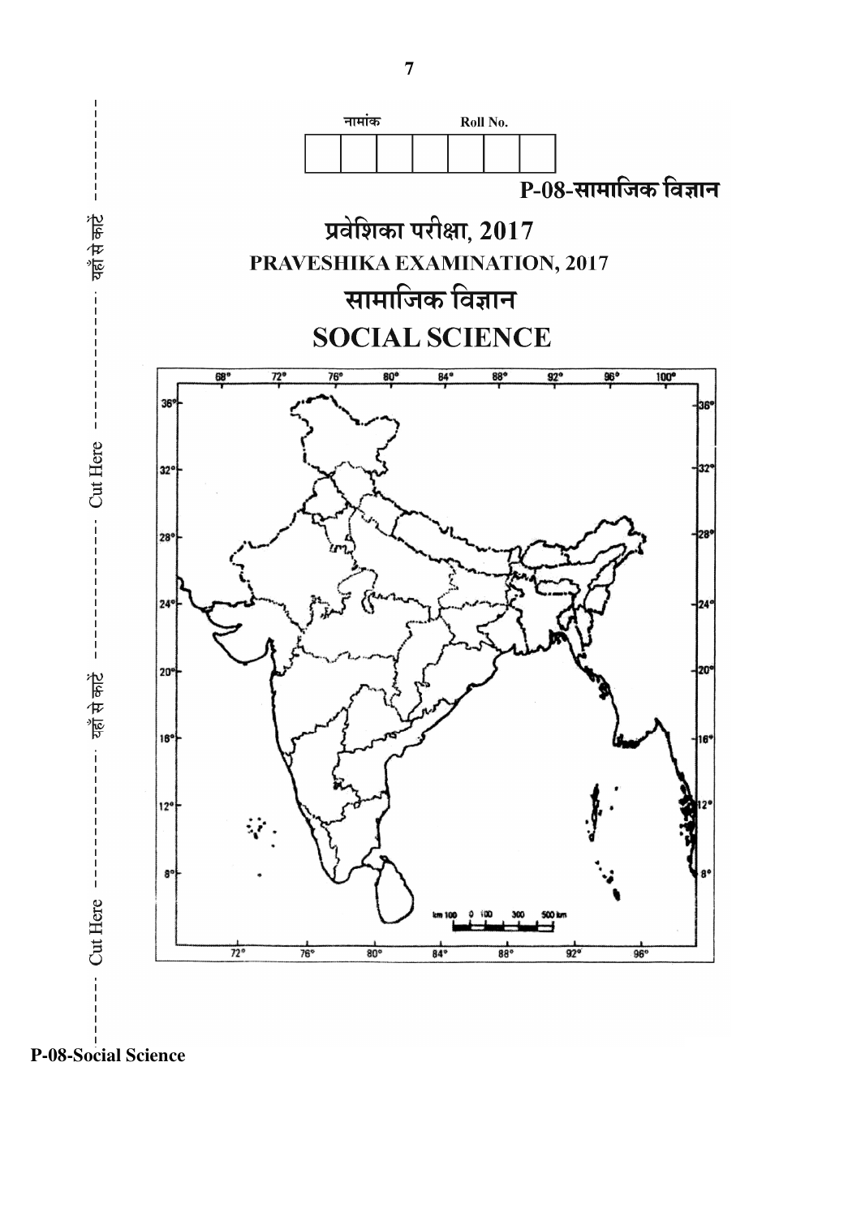नामांक Roll No.

| | | | | | | |
|---|---|---|---|---|---|---|
| | | | | | | |

**P-08-सामाजिक विज्ञान**

# प्रवेशिका परीक्षा, 2017

## PRAVESHIKA EXAMINATION, 2017

# सामाजिक विज्ञान

# SOCIAL SCIENCE

यहाँ से काटें ----- Cut Here ----- यहाँ से काटें ----- Cut Here

**P-08-Social Science**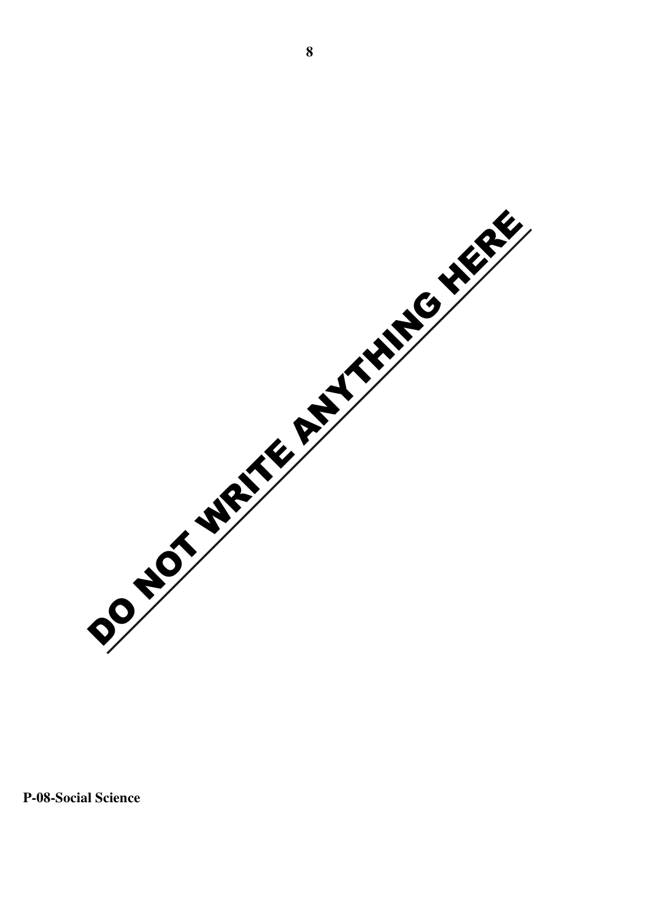DO NOT WRITE ANYTHING HERE